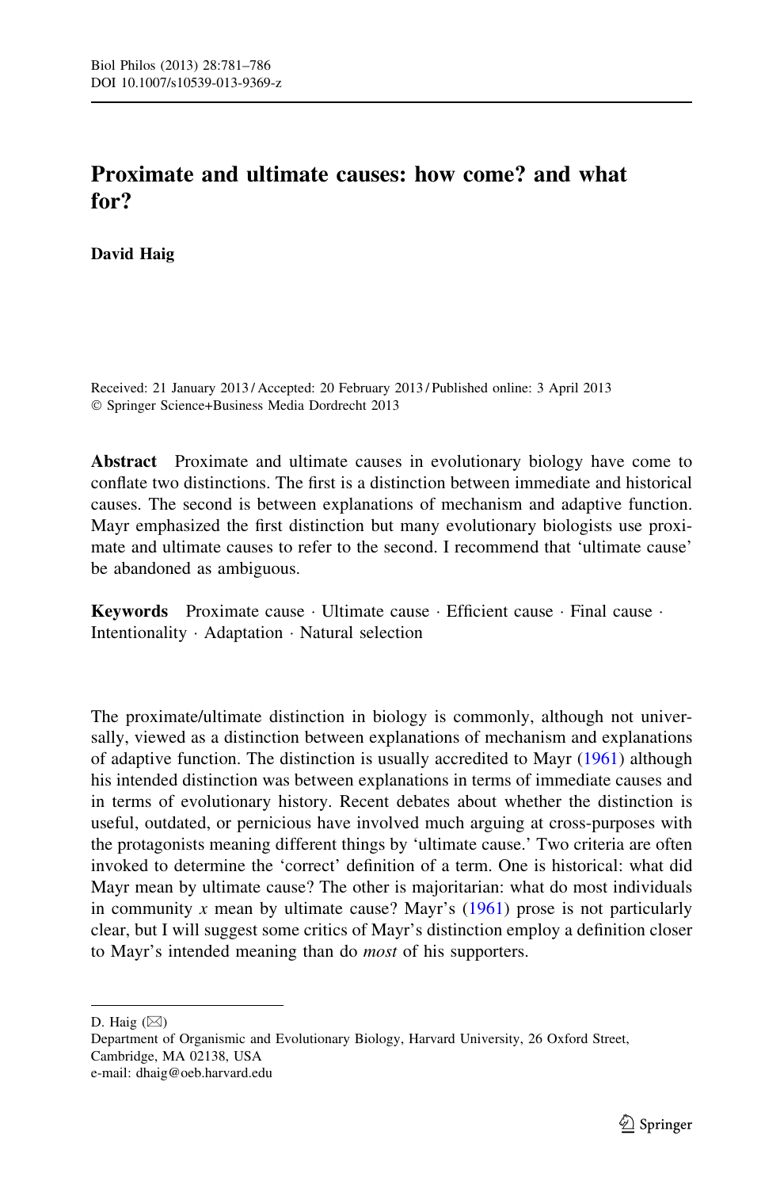# Proximate and ultimate causes: how come? and what for?

**David Haig**

Received: 21 January 2013 / Accepted: 20 February 2013 / Published online: 3 April 2013
© Springer Science+Business Media Dordrecht 2013

**Abstract** Proximate and ultimate causes in evolutionary biology have come to conflate two distinctions. The first is a distinction between immediate and historical causes. The second is between explanations of mechanism and adaptive function. Mayr emphasized the first distinction but many evolutionary biologists use proximate and ultimate causes to refer to the second. I recommend that 'ultimate cause' be abandoned as ambiguous.

**Keywords** Proximate cause · Ultimate cause · Efficient cause · Final cause · Intentionality · Adaptation · Natural selection

The proximate/ultimate distinction in biology is commonly, although not universally, viewed as a distinction between explanations of mechanism and explanations of adaptive function. The distinction is usually accredited to Mayr (1961) although his intended distinction was between explanations in terms of immediate causes and in terms of evolutionary history. Recent debates about whether the distinction is useful, outdated, or pernicious have involved much arguing at cross-purposes with the protagonists meaning different things by 'ultimate cause.' Two criteria are often invoked to determine the 'correct' definition of a term. One is historical: what did Mayr mean by ultimate cause? The other is majoritarian: what do most individuals in community *x* mean by ultimate cause? Mayr's (1961) prose is not particularly clear, but I will suggest some critics of Mayr's distinction employ a definition closer to Mayr's intended meaning than do *most* of his supporters.

D. Haig (✉)
Department of Organismic and Evolutionary Biology, Harvard University, 26 Oxford Street, Cambridge, MA 02138, USA
e-mail: dhaig@oeb.harvard.edu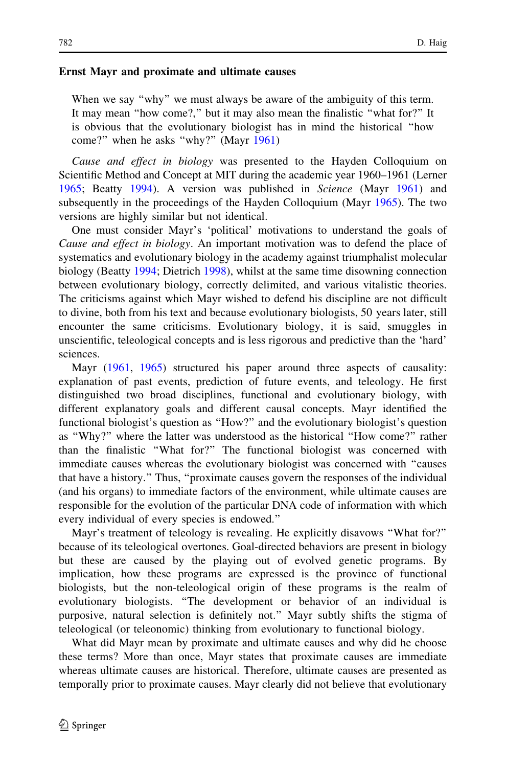### Ernst Mayr and proximate and ultimate causes

> When we say "why" we must always be aware of the ambiguity of this term. It may mean "how come?," but it may also mean the finalistic "what for?" It is obvious that the evolutionary biologist has in mind the historical "how come?" when he asks "why?" (Mayr 1961)

*Cause and effect in biology* was presented to the Hayden Colloquium on Scientific Method and Concept at MIT during the academic year 1960–1961 (Lerner 1965; Beatty 1994). A version was published in *Science* (Mayr 1961) and subsequently in the proceedings of the Hayden Colloquium (Mayr 1965). The two versions are highly similar but not identical.

One must consider Mayr's 'political' motivations to understand the goals of *Cause and effect in biology*. An important motivation was to defend the place of systematics and evolutionary biology in the academy against triumphalist molecular biology (Beatty 1994; Dietrich 1998), whilst at the same time disowning connection between evolutionary biology, correctly delimited, and various vitalistic theories. The criticisms against which Mayr wished to defend his discipline are not difficult to divine, both from his text and because evolutionary biologists, 50 years later, still encounter the same criticisms. Evolutionary biology, it is said, smuggles in unscientific, teleological concepts and is less rigorous and predictive than the 'hard' sciences.

Mayr (1961, 1965) structured his paper around three aspects of causality: explanation of past events, prediction of future events, and teleology. He first distinguished two broad disciplines, functional and evolutionary biology, with different explanatory goals and different causal concepts. Mayr identified the functional biologist's question as "How?" and the evolutionary biologist's question as "Why?" where the latter was understood as the historical "How come?" rather than the finalistic "What for?" The functional biologist was concerned with immediate causes whereas the evolutionary biologist was concerned with "causes that have a history." Thus, "proximate causes govern the responses of the individual (and his organs) to immediate factors of the environment, while ultimate causes are responsible for the evolution of the particular DNA code of information with which every individual of every species is endowed."

Mayr's treatment of teleology is revealing. He explicitly disavows "What for?" because of its teleological overtones. Goal-directed behaviors are present in biology but these are caused by the playing out of evolved genetic programs. By implication, how these programs are expressed is the province of functional biologists, but the non-teleological origin of these programs is the realm of evolutionary biologists. "The development or behavior of an individual is purposive, natural selection is definitely not." Mayr subtly shifts the stigma of teleological (or teleonomic) thinking from evolutionary to functional biology.

What did Mayr mean by proximate and ultimate causes and why did he choose these terms? More than once, Mayr states that proximate causes are immediate whereas ultimate causes are historical. Therefore, ultimate causes are presented as temporally prior to proximate causes. Mayr clearly did not believe that evolutionary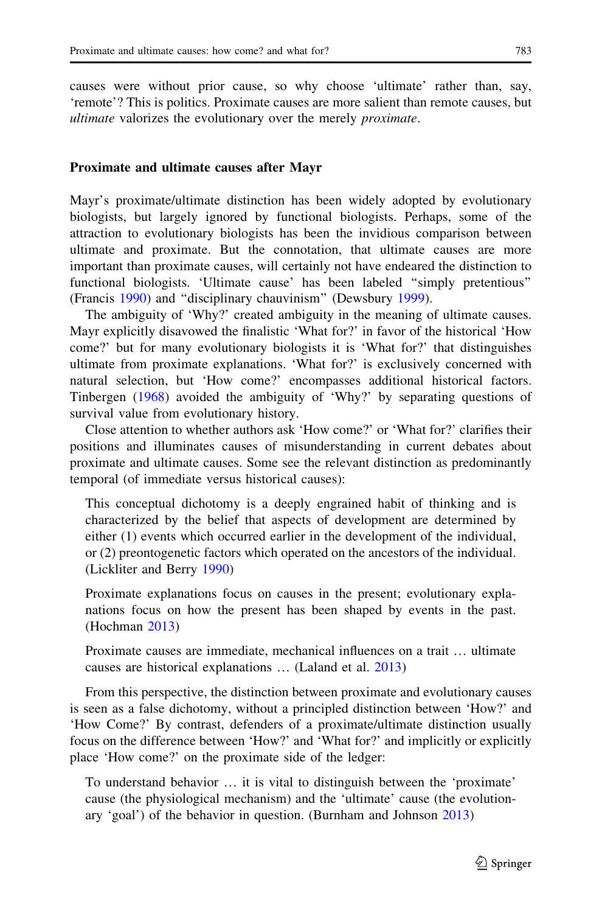causes were without prior cause, so why choose 'ultimate' rather than, say, 'remote'? This is politics. Proximate causes are more salient than remote causes, but *ultimate* valorizes the evolutionary over the merely *proximate*.

## Proximate and ultimate causes after Mayr

Mayr's proximate/ultimate distinction has been widely adopted by evolutionary biologists, but largely ignored by functional biologists. Perhaps, some of the attraction to evolutionary biologists has been the invidious comparison between ultimate and proximate. But the connotation, that ultimate causes are more important than proximate causes, will certainly not have endeared the distinction to functional biologists. 'Ultimate cause' has been labeled "simply pretentious" (Francis 1990) and "disciplinary chauvinism" (Dewsbury 1999).

The ambiguity of 'Why?' created ambiguity in the meaning of ultimate causes. Mayr explicitly disavowed the finalistic 'What for?' in favor of the historical 'How come?' but for many evolutionary biologists it is 'What for?' that distinguishes ultimate from proximate explanations. 'What for?' is exclusively concerned with natural selection, but 'How come?' encompasses additional historical factors. Tinbergen (1968) avoided the ambiguity of 'Why?' by separating questions of survival value from evolutionary history.

Close attention to whether authors ask 'How come?' or 'What for?' clarifies their positions and illuminates causes of misunderstanding in current debates about proximate and ultimate causes. Some see the relevant distinction as predominantly temporal (of immediate versus historical causes):

> This conceptual dichotomy is a deeply engrained habit of thinking and is characterized by the belief that aspects of development are determined by either (1) events which occurred earlier in the development of the individual, or (2) preontogenetic factors which operated on the ancestors of the individual. (Lickliter and Berry 1990)

> Proximate explanations focus on causes in the present; evolutionary explanations focus on how the present has been shaped by events in the past. (Hochman 2013)

> Proximate causes are immediate, mechanical influences on a trait … ultimate causes are historical explanations … (Laland et al. 2013)

From this perspective, the distinction between proximate and evolutionary causes is seen as a false dichotomy, without a principled distinction between 'How?' and 'How Come?' By contrast, defenders of a proximate/ultimate distinction usually focus on the difference between 'How?' and 'What for?' and implicitly or explicitly place 'How come?' on the proximate side of the ledger:

> To understand behavior … it is vital to distinguish between the 'proximate' cause (the physiological mechanism) and the 'ultimate' cause (the evolutionary 'goal') of the behavior in question. (Burnham and Johnson 2013)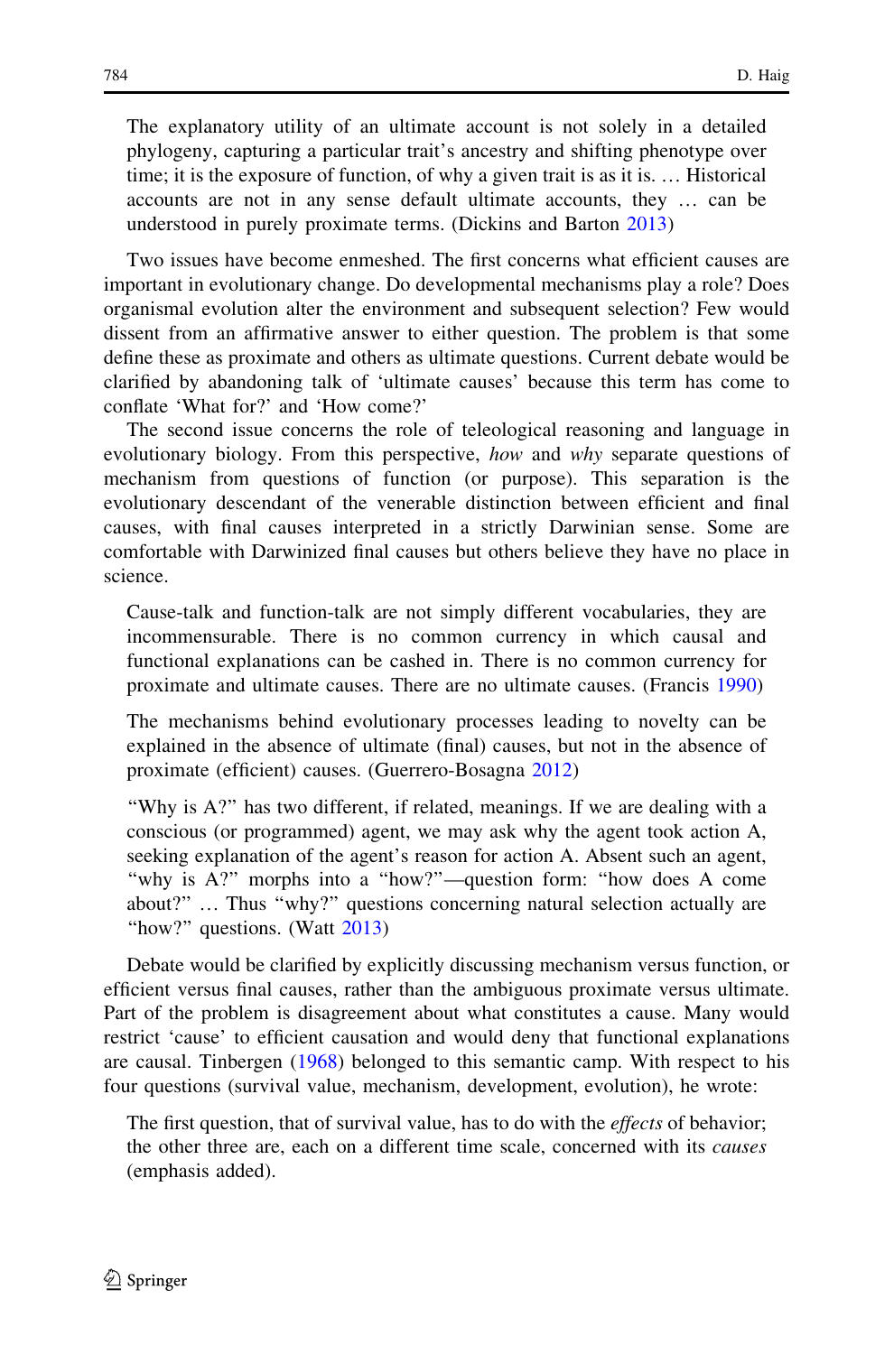> The explanatory utility of an ultimate account is not solely in a detailed phylogeny, capturing a particular trait's ancestry and shifting phenotype over time; it is the exposure of function, of why a given trait is as it is. … Historical accounts are not in any sense default ultimate accounts, they … can be understood in purely proximate terms. (Dickins and Barton 2013)

Two issues have become enmeshed. The first concerns what efficient causes are important in evolutionary change. Do developmental mechanisms play a role? Does organismal evolution alter the environment and subsequent selection? Few would dissent from an affirmative answer to either question. The problem is that some define these as proximate and others as ultimate questions. Current debate would be clarified by abandoning talk of 'ultimate causes' because this term has come to conflate 'What for?' and 'How come?'

The second issue concerns the role of teleological reasoning and language in evolutionary biology. From this perspective, *how* and *why* separate questions of mechanism from questions of function (or purpose). This separation is the evolutionary descendant of the venerable distinction between efficient and final causes, with final causes interpreted in a strictly Darwinian sense. Some are comfortable with Darwinized final causes but others believe they have no place in science.

> Cause-talk and function-talk are not simply different vocabularies, they are incommensurable. There is no common currency in which causal and functional explanations can be cashed in. There is no common currency for proximate and ultimate causes. There are no ultimate causes. (Francis 1990)

> The mechanisms behind evolutionary processes leading to novelty can be explained in the absence of ultimate (final) causes, but not in the absence of proximate (efficient) causes. (Guerrero-Bosagna 2012)

> "Why is A?" has two different, if related, meanings. If we are dealing with a conscious (or programmed) agent, we may ask why the agent took action A, seeking explanation of the agent's reason for action A. Absent such an agent, "why is A?" morphs into a "how?"—question form: "how does A come about?" … Thus "why?" questions concerning natural selection actually are "how?" questions. (Watt 2013)

Debate would be clarified by explicitly discussing mechanism versus function, or efficient versus final causes, rather than the ambiguous proximate versus ultimate. Part of the problem is disagreement about what constitutes a cause. Many would restrict 'cause' to efficient causation and would deny that functional explanations are causal. Tinbergen (1968) belonged to this semantic camp. With respect to his four questions (survival value, mechanism, development, evolution), he wrote:

> The first question, that of survival value, has to do with the *effects* of behavior; the other three are, each on a different time scale, concerned with its *causes* (emphasis added).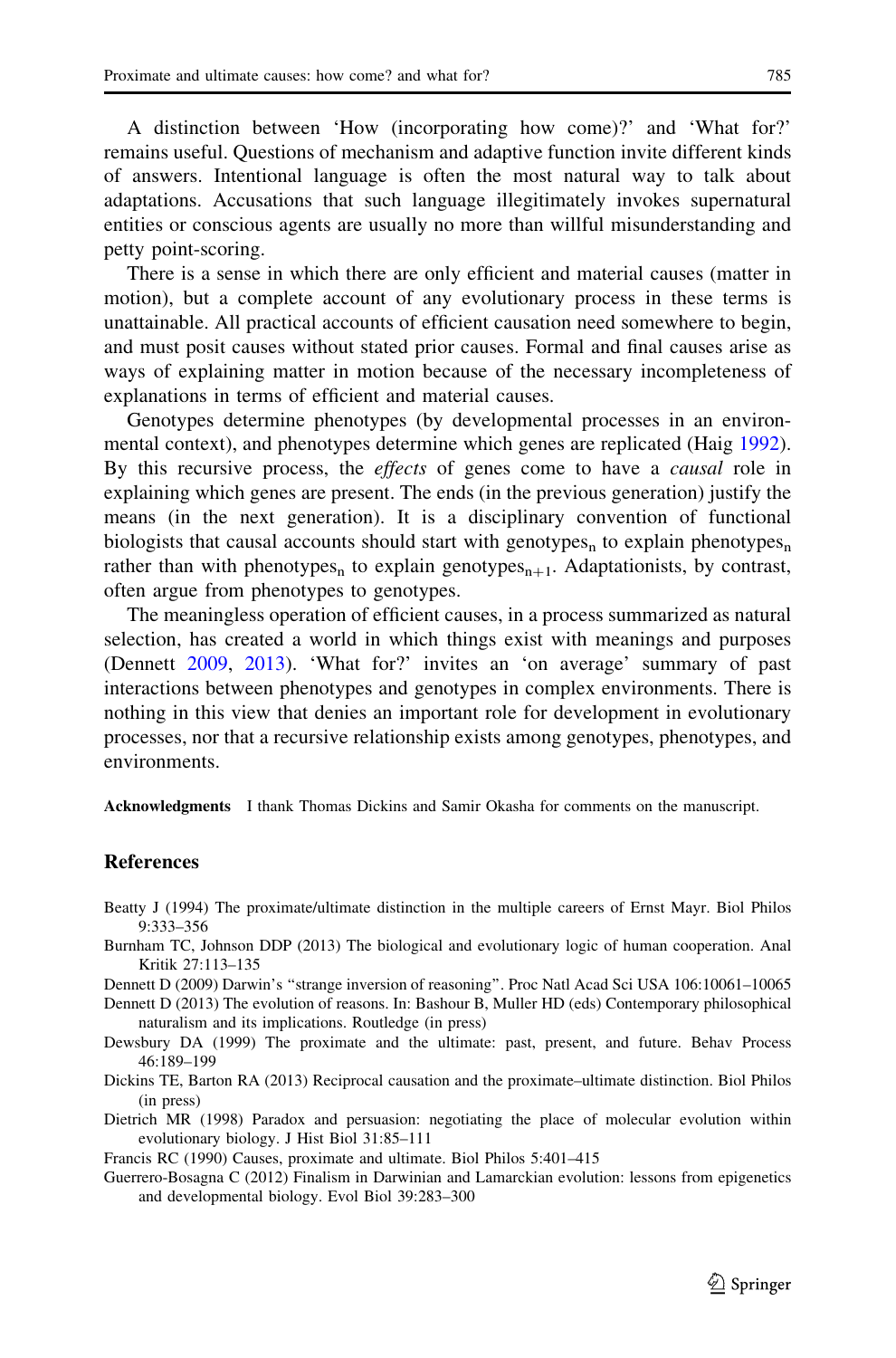A distinction between 'How (incorporating how come)?' and 'What for?' remains useful. Questions of mechanism and adaptive function invite different kinds of answers. Intentional language is often the most natural way to talk about adaptations. Accusations that such language illegitimately invokes supernatural entities or conscious agents are usually no more than willful misunderstanding and petty point-scoring.

There is a sense in which there are only efficient and material causes (matter in motion), but a complete account of any evolutionary process in these terms is unattainable. All practical accounts of efficient causation need somewhere to begin, and must posit causes without stated prior causes. Formal and final causes arise as ways of explaining matter in motion because of the necessary incompleteness of explanations in terms of efficient and material causes.

Genotypes determine phenotypes (by developmental processes in an environmental context), and phenotypes determine which genes are replicated (Haig 1992). By this recursive process, the *effects* of genes come to have a *causal* role in explaining which genes are present. The ends (in the previous generation) justify the means (in the next generation). It is a disciplinary convention of functional biologists that causal accounts should start with $\text{genotypes}_n$ to explain $\text{phenotypes}_n$ rather than with $\text{phenotypes}_n$ to explain $\text{genotypes}_{n+1}$. Adaptationists, by contrast, often argue from phenotypes to genotypes.

The meaningless operation of efficient causes, in a process summarized as natural selection, has created a world in which things exist with meanings and purposes (Dennett 2009, 2013). 'What for?' invites an 'on average' summary of past interactions between phenotypes and genotypes in complex environments. There is nothing in this view that denies an important role for development in evolutionary processes, nor that a recursive relationship exists among genotypes, phenotypes, and environments.

**Acknowledgments** I thank Thomas Dickins and Samir Okasha for comments on the manuscript.

## References

Beatty J (1994) The proximate/ultimate distinction in the multiple careers of Ernst Mayr. Biol Philos 9:333–356

Burnham TC, Johnson DDP (2013) The biological and evolutionary logic of human cooperation. Anal Kritik 27:113–135

Dennett D (2009) Darwin's "strange inversion of reasoning". Proc Natl Acad Sci USA 106:10061–10065

Dennett D (2013) The evolution of reasons. In: Bashour B, Muller HD (eds) Contemporary philosophical naturalism and its implications. Routledge (in press)

Dewsbury DA (1999) The proximate and the ultimate: past, present, and future. Behav Process 46:189–199

Dickins TE, Barton RA (2013) Reciprocal causation and the proximate–ultimate distinction. Biol Philos (in press)

Dietrich MR (1998) Paradox and persuasion: negotiating the place of molecular evolution within evolutionary biology. J Hist Biol 31:85–111

Francis RC (1990) Causes, proximate and ultimate. Biol Philos 5:401–415

Guerrero-Bosagna C (2012) Finalism in Darwinian and Lamarckian evolution: lessons from epigenetics and developmental biology. Evol Biol 39:283–300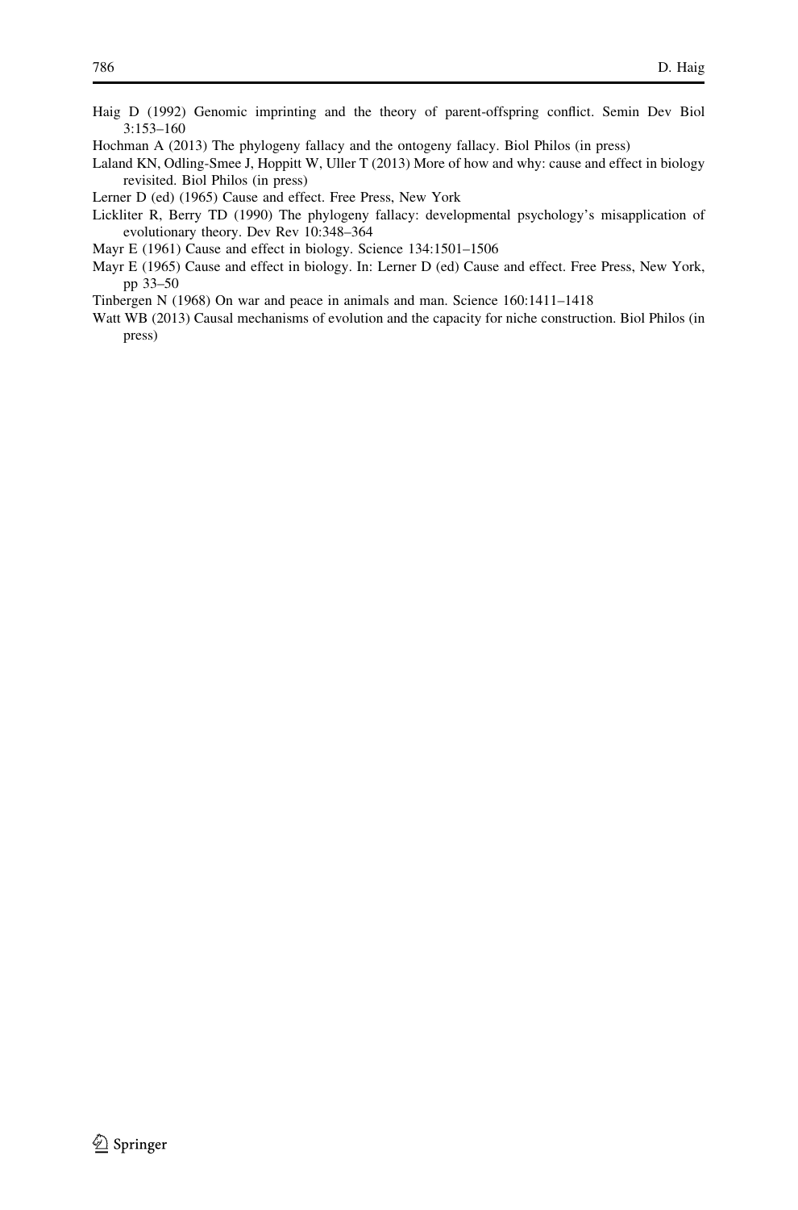Haig D (1992) Genomic imprinting and the theory of parent-offspring conflict. Semin Dev Biol 3:153–160

Hochman A (2013) The phylogeny fallacy and the ontogeny fallacy. Biol Philos (in press)

Laland KN, Odling-Smee J, Hoppitt W, Uller T (2013) More of how and why: cause and effect in biology revisited. Biol Philos (in press)

Lerner D (ed) (1965) Cause and effect. Free Press, New York

Lickliter R, Berry TD (1990) The phylogeny fallacy: developmental psychology's misapplication of evolutionary theory. Dev Rev 10:348–364

Mayr E (1961) Cause and effect in biology. Science 134:1501–1506

Mayr E (1965) Cause and effect in biology. In: Lerner D (ed) Cause and effect. Free Press, New York, pp 33–50

Tinbergen N (1968) On war and peace in animals and man. Science 160:1411–1418

Watt WB (2013) Causal mechanisms of evolution and the capacity for niche construction. Biol Philos (in press)